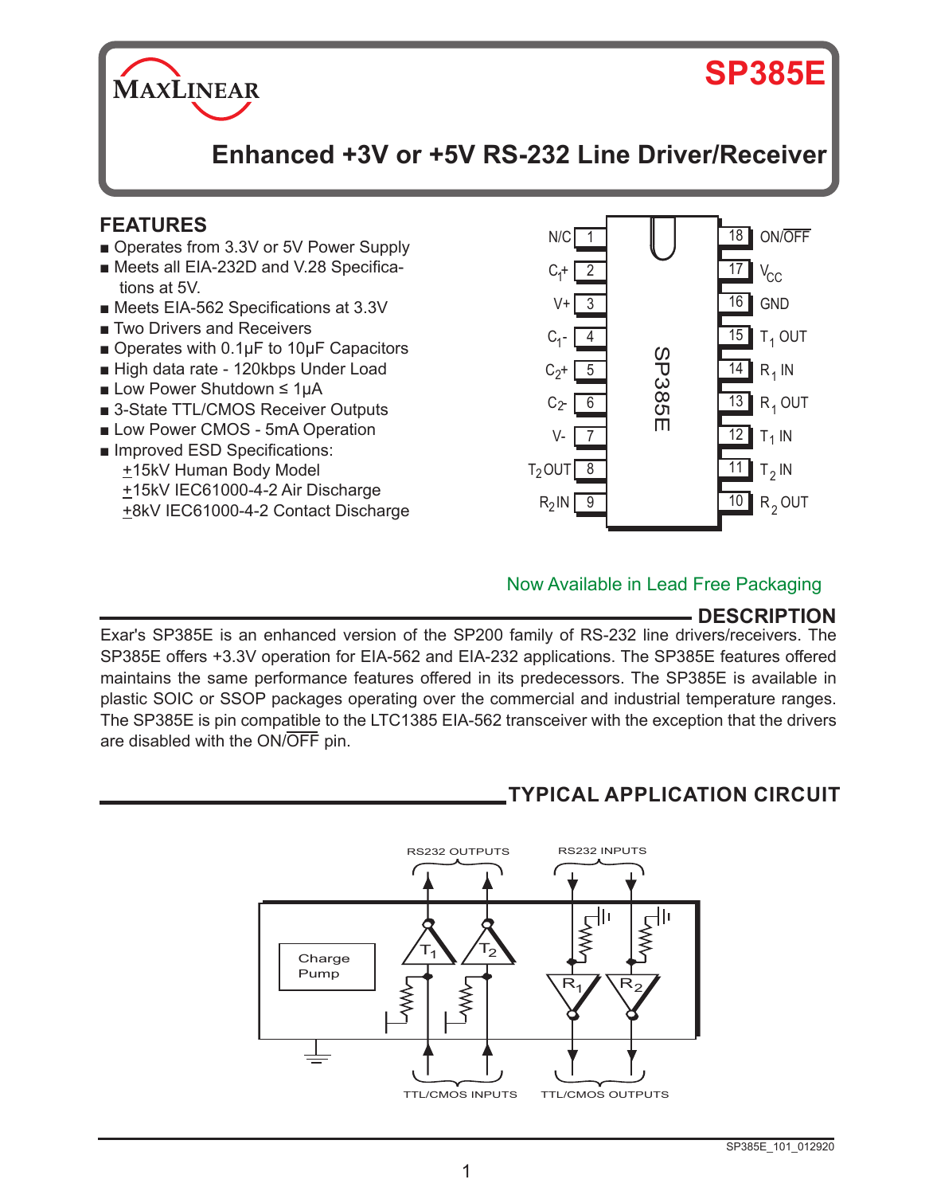# SP385E

## Enhanced +3V or +5V RS-232 Line Driver/Receiver

## FEATURES

- Operates from 3.3V or 5V Power Supply
- Meets all EIA-232D and V.28 Specifications at 5V.
- Meets EIA-562 Specifications at 3.3V
- Two Drivers and Receivers
- Operates with 0.1µF to 10µF Capacitors
- High data rate - 120kbps Under Load
- Low Power Shutdown ≤ 1µA
- 3-State TTL/CMOS Receiver Outputs
- Low Power CMOS - 5mA Operation
- Improved ESD Specifications:
  - ±15kV Human Body Model
  - ±15kV IEC61000-4-2 Air Discharge
  - ±8kV IEC61000-4-2 Contact Discharge

| Pin | Name | Pin | Name |
|---|---|---|---|
| 1 | N/C | 18 | ON/$\overline{OFF}$ |
| 2 | $C_1+$ | 17 | $V_{CC}$ |
| 3 | V+ | 16 | GND |
| 4 | $C_1-$ | 15 | $T_1$ OUT |
| 5 | $C_2+$ | 14 | $R_1$ IN |
| 6 | $C_2-$ | 13 | $R_1$ OUT |
| 7 | V- | 12 | $T_1$ IN |
| 8 | $T_2$OUT | 11 | $T_2$ IN |
| 9 | $R_2$IN | 10 | $R_2$ OUT |

Now Available in Lead Free Packaging

## DESCRIPTION

Exar's SP385E is an enhanced version of the SP200 family of RS-232 line drivers/receivers. The SP385E offers +3.3V operation for EIA-562 and EIA-232 applications. The SP385E features offered maintains the same performance features offered in its predecessors. The SP385E is available in plastic SOIC or SSOP packages operating over the commercial and industrial temperature ranges. The SP385E is pin compatible to the LTC1385 EIA-562 transceiver with the exception that the drivers are disabled with the ON/$\overline{OFF}$ pin.

## TYPICAL APPLICATION CIRCUIT

RS232 OUTPUTS RS232 INPUTS

Charge Pump $T_1$ $T_2$ $R_1$ $R_2$

TTL/CMOS INPUTS TTL/CMOS OUTPUTS

SP385E_101_012920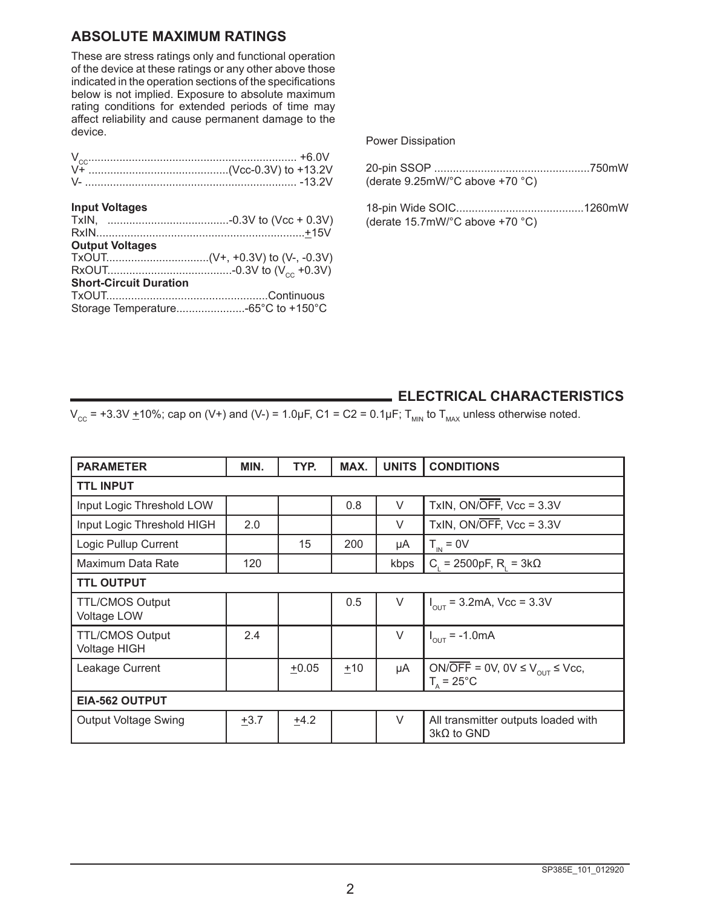## ABSOLUTE MAXIMUM RATINGS

These are stress ratings only and functional operation of the device at these ratings or any other above those indicated in the operation sections of the specifications below is not implied. Exposure to absolute maximum rating conditions for extended periods of time may affect reliability and cause permanent damage to the device.

$V_{CC}$ .................................................................. +6.0V
V+ .............................................(Vcc-0.3V) to +13.2V
V- .................................................................. -13.2V

**Input Voltages**
TxIN, .......................................-0.3V to (Vcc + 0.3V)
RxIN..................................................................±15V
**Output Voltages**
TxOUT.................................(V+, +0.3V) to (V-, -0.3V)
RxOUT.......................................-0.3V to ($V_{CC}$ +0.3V)
**Short-Circuit Duration**
TxOUT...................................................Continuous
Storage Temperature......................-65°C to +150°C

Power Dissipation

20-pin SSOP ..................................................750mW
(derate 9.25mW/°C above +70 °C)

18-pin Wide SOIC.........................................1260mW
(derate 15.7mW/°C above +70 °C)

## ELECTRICAL CHARACTERISTICS

$V_{CC}$ = +3.3V ±10%; cap on (V+) and (V-) = 1.0µF, C1 = C2 = 0.1µF; $T_{MIN}$ to $T_{MAX}$ unless otherwise noted.

| PARAMETER | MIN. | TYP. | MAX. | UNITS | CONDITIONS |
|---|---|---|---|---|---|
| **TTL INPUT** | | | | | |
| Input Logic Threshold LOW | | | 0.8 | V | TxIN, ON/$\overline{OFF}$, Vcc = 3.3V |
| Input Logic Threshold HIGH | 2.0 | | | V | TxIN, ON/$\overline{OFF}$, Vcc = 3.3V |
| Logic Pullup Current | | 15 | 200 | µA | $T_{IN}$ = 0V |
| Maximum Data Rate | 120 | | | kbps | $C_L$ = 2500pF, $R_L$ = 3kΩ |
| **TTL OUTPUT** | | | | | |
| TTL/CMOS Output Voltage LOW | | | 0.5 | V | $I_{OUT}$ = 3.2mA, Vcc = 3.3V |
| TTL/CMOS Output Voltage HIGH | 2.4 | | | V | $I_{OUT}$ = -1.0mA |
| Leakage Current | | ±0.05 | ±10 | µA | ON/$\overline{OFF}$ = 0V, 0V ≤ $V_{OUT}$ ≤ Vcc, $T_A$ = 25°C |
| **EIA-562 OUTPUT** | | | | | |
| Output Voltage Swing | ±3.7 | ±4.2 | | V | All transmitter outputs loaded with 3kΩ to GND |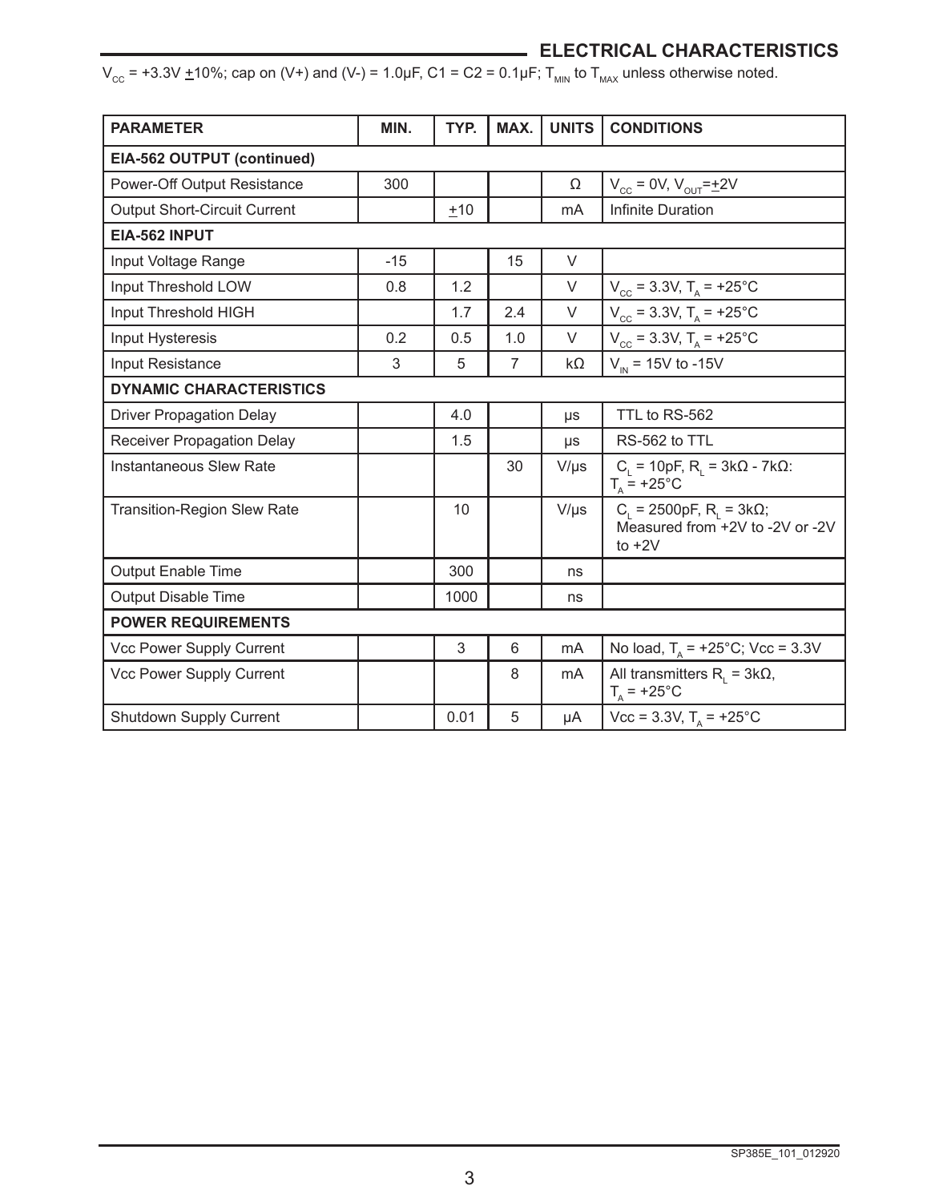## ELECTRICAL CHARACTERISTICS

$V_{CC}$ = +3.3V ±10%; cap on (V+) and (V-) = 1.0µF, C1 = C2 = 0.1µF; $T_{MIN}$ to $T_{MAX}$ unless otherwise noted.

| PARAMETER | MIN. | TYP. | MAX. | UNITS | CONDITIONS |
|---|---|---|---|---|---|
| **EIA-562 OUTPUT (continued)** | | | | | |
| Power-Off Output Resistance | 300 | | | Ω | $V_{CC}$ = 0V, $V_{OUT}$=±2V |
| Output Short-Circuit Current | | ±10 | | mA | Infinite Duration |
| **EIA-562 INPUT** | | | | | |
| Input Voltage Range | -15 | | 15 | V | |
| Input Threshold LOW | 0.8 | 1.2 | | V | $V_{CC}$ = 3.3V, $T_A$ = +25°C |
| Input Threshold HIGH | | 1.7 | 2.4 | V | $V_{CC}$ = 3.3V, $T_A$ = +25°C |
| Input Hysteresis | 0.2 | 0.5 | 1.0 | V | $V_{CC}$ = 3.3V, $T_A$ = +25°C |
| Input Resistance | 3 | 5 | 7 | kΩ | $V_{IN}$ = 15V to -15V |
| **DYNAMIC CHARACTERISTICS** | | | | | |
| Driver Propagation Delay | | 4.0 | | µs | TTL to RS-562 |
| Receiver Propagation Delay | | 1.5 | | µs | RS-562 to TTL |
| Instantaneous Slew Rate | | | 30 | V/µs | $C_L$ = 10pF, $R_L$ = 3kΩ - 7kΩ: $T_A$ = +25°C |
| Transition-Region Slew Rate | | 10 | | V/µs | $C_L$ = 2500pF, $R_L$ = 3kΩ; Measured from +2V to -2V or -2V to +2V |
| Output Enable Time | | 300 | | ns | |
| Output Disable Time | | 1000 | | ns | |
| **POWER REQUIREMENTS** | | | | | |
| Vcc Power Supply Current | | 3 | 6 | mA | No load, $T_A$ = +25°C; Vcc = 3.3V |
| Vcc Power Supply Current | | | 8 | mA | All transmitters $R_L$ = 3kΩ, $T_A$ = +25°C |
| Shutdown Supply Current | | 0.01 | 5 | µA | Vcc = 3.3V, $T_A$ = +25°C |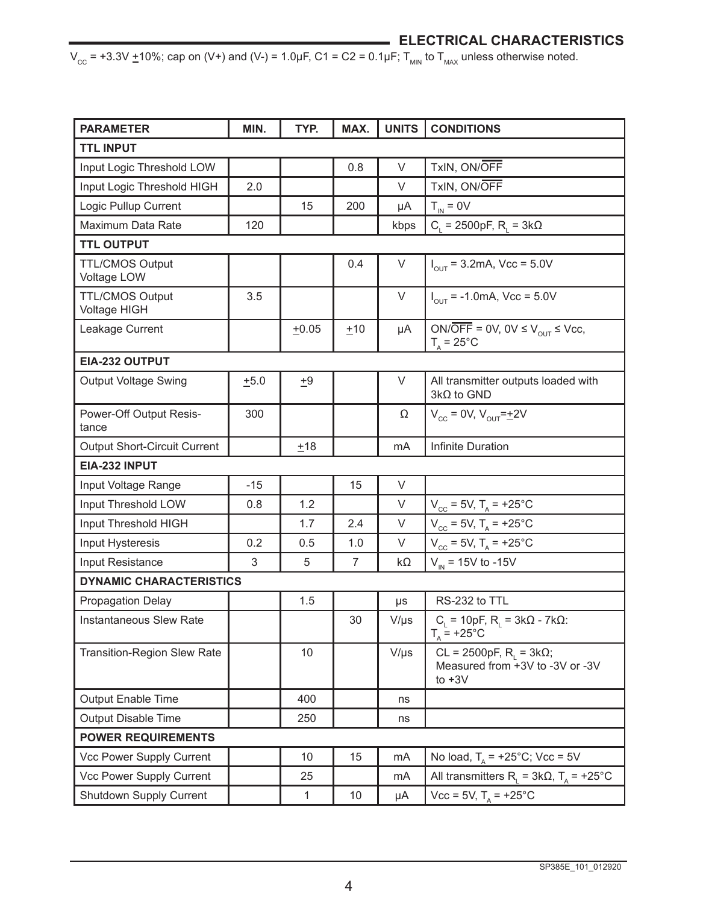## ELECTRICAL CHARACTERISTICS

$V_{CC}$ = +3.3V ±10%; cap on (V+) and (V-) = 1.0µF, C1 = C2 = 0.1µF; $T_{MIN}$ to $T_{MAX}$ unless otherwise noted.

| PARAMETER | MIN. | TYP. | MAX. | UNITS | CONDITIONS |
|---|---|---|---|---|---|
| **TTL INPUT** | | | | | |
| Input Logic Threshold LOW | | | 0.8 | V | TxIN, ON/$\overline{OFF}$ |
| Input Logic Threshold HIGH | 2.0 | | | V | TxIN, ON/$\overline{OFF}$ |
| Logic Pullup Current | | 15 | 200 | µA | $T_{IN}$ = 0V |
| Maximum Data Rate | 120 | | | kbps | $C_L$ = 2500pF, $R_L$ = 3kΩ |
| **TTL OUTPUT** | | | | | |
| TTL/CMOS Output Voltage LOW | | | 0.4 | V | $I_{OUT}$ = 3.2mA, Vcc = 5.0V |
| TTL/CMOS Output Voltage HIGH | 3.5 | | | V | $I_{OUT}$ = -1.0mA, Vcc = 5.0V |
| Leakage Current | | ±0.05 | ±10 | µA | ON/$\overline{OFF}$ = 0V, 0V ≤ $V_{OUT}$ ≤ Vcc, $T_A$ = 25°C |
| **EIA-232 OUTPUT** | | | | | |
| Output Voltage Swing | ±5.0 | ±9 | | V | All transmitter outputs loaded with 3kΩ to GND |
| Power-Off Output Resistance | 300 | | | Ω | $V_{CC}$ = 0V, $V_{OUT}$=±2V |
| Output Short-Circuit Current | | ±18 | | mA | Infinite Duration |
| **EIA-232 INPUT** | | | | | |
| Input Voltage Range | -15 | | 15 | V | |
| Input Threshold LOW | 0.8 | 1.2 | | V | $V_{CC}$ = 5V, $T_A$ = +25°C |
| Input Threshold HIGH | | 1.7 | 2.4 | V | $V_{CC}$ = 5V, $T_A$ = +25°C |
| Input Hysteresis | 0.2 | 0.5 | 1.0 | V | $V_{CC}$ = 5V, $T_A$ = +25°C |
| Input Resistance | 3 | 5 | 7 | kΩ | $V_{IN}$ = 15V to -15V |
| **DYNAMIC CHARACTERISTICS** | | | | | |
| Propagation Delay | | 1.5 | | µs | RS-232 to TTL |
| Instantaneous Slew Rate | | | 30 | V/µs | $C_L$ = 10pF, $R_L$ = 3kΩ - 7kΩ: $T_A$ = +25°C |
| Transition-Region Slew Rate | | 10 | | V/µs | CL = 2500pF, $R_L$ = 3kΩ; Measured from +3V to -3V or -3V to +3V |
| Output Enable Time | | 400 | | ns | |
| Output Disable Time | | 250 | | ns | |
| **POWER REQUIREMENTS** | | | | | |
| Vcc Power Supply Current | | 10 | 15 | mA | No load, $T_A$ = +25°C; Vcc = 5V |
| Vcc Power Supply Current | | 25 | | mA | All transmitters $R_L$ = 3kΩ, $T_A$ = +25°C |
| Shutdown Supply Current | | 1 | 10 | µA | Vcc = 5V, $T_A$ = +25°C |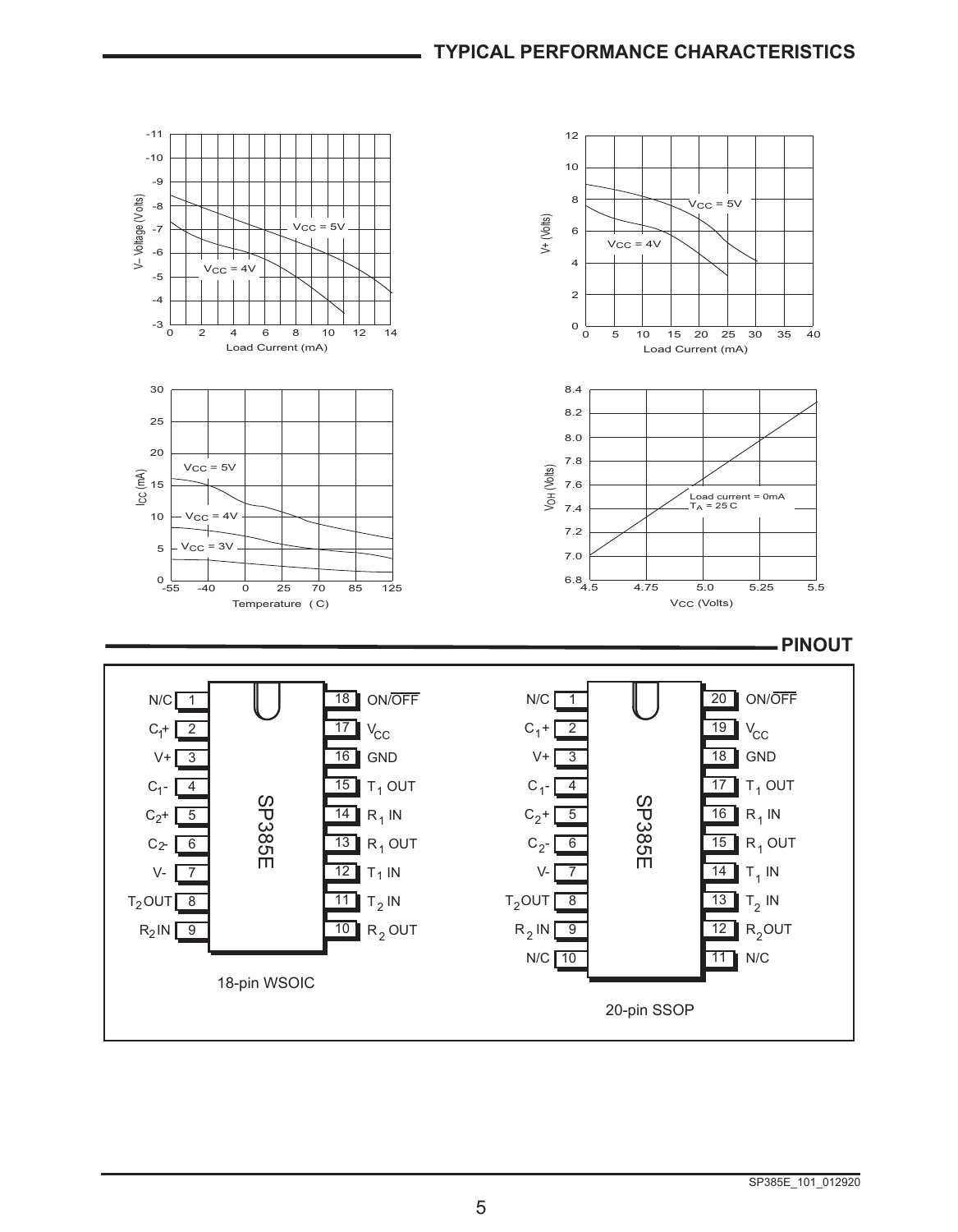## TYPICAL PERFORMANCE CHARACTERISTICS

## PINOUT

**18-pin WSOIC (SP385E)**

| Pin | Name | Pin | Name |
|---|---|---|---|
| 1 | N/C | 18 | ON/$\overline{OFF}$ |
| 2 | $C_1$+ | 17 | $V_{CC}$ |
| 3 | V+ | 16 | GND |
| 4 | $C_1$- | 15 | $T_1$ OUT |
| 5 | $C_2$+ | 14 | $R_1$ IN |
| 6 | $C_2$- | 13 | $R_1$ OUT |
| 7 | V- | 12 | $T_1$ IN |
| 8 | $T_2$OUT | 11 | $T_2$ IN |
| 9 | $R_2$IN | 10 | $R_2$ OUT |

**20-pin SSOP (SP385E)**

| Pin | Name | Pin | Name |
|---|---|---|---|
| 1 | N/C | 20 | ON/$\overline{OFF}$ |
| 2 | $C_1$+ | 19 | $V_{CC}$ |
| 3 | V+ | 18 | GND |
| 4 | $C_1$- | 17 | $T_1$ OUT |
| 5 | $C_2$+ | 16 | $R_1$ IN |
| 6 | $C_2$- | 15 | $R_1$ OUT |
| 7 | V- | 14 | $T_1$ IN |
| 8 | $T_2$OUT | 13 | $T_2$ IN |
| 9 | $R_2$ IN | 12 | $R_2$OUT |
| 10 | N/C | 11 | N/C |

SP385E_101_012920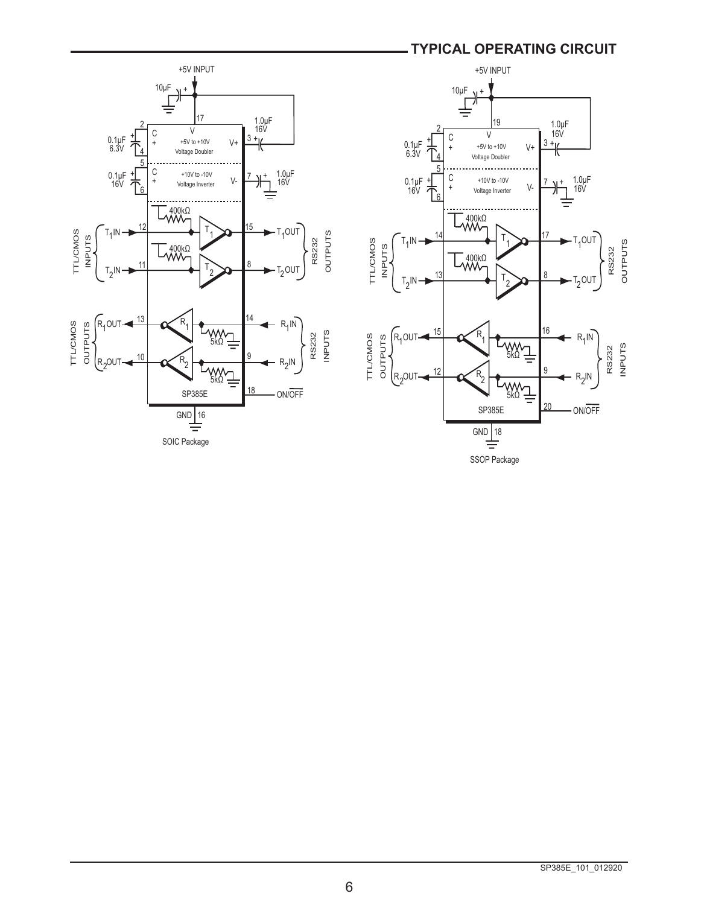## TYPICAL OPERATING CIRCUIT

SOIC Package

SSOP Package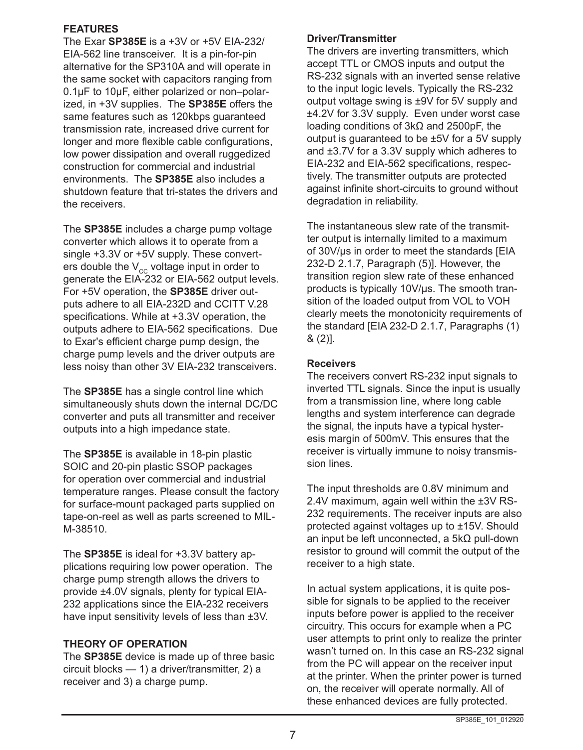## FEATURES

The Exar **SP385E** is a +3V or +5V EIA-232/EIA-562 line transceiver. It is a pin-for-pin alternative for the SP310A and will operate in the same socket with capacitors ranging from 0.1μF to 10μF, either polarized or non–polarized, in +3V supplies. The **SP385E** offers the same features such as 120kbps guaranteed transmission rate, increased drive current for longer and more flexible cable configurations, low power dissipation and overall ruggedized construction for commercial and industrial environments. The **SP385E** also includes a shutdown feature that tri-states the drivers and the receivers.

The **SP385E** includes a charge pump voltage converter which allows it to operate from a single +3.3V or +5V supply. These converters double the $V_{CC}$ voltage input in order to generate the EIA-232 or EIA-562 output levels. For +5V operation, the **SP385E** driver outputs adhere to all EIA-232D and CCITT V.28 specifications. While at +3.3V operation, the outputs adhere to EIA-562 specifications. Due to Exar's efficient charge pump design, the charge pump levels and the driver outputs are less noisy than other 3V EIA-232 transceivers.

The **SP385E** has a single control line which simultaneously shuts down the internal DC/DC converter and puts all transmitter and receiver outputs into a high impedance state.

The **SP385E** is available in 18-pin plastic SOIC and 20-pin plastic SSOP packages for operation over commercial and industrial temperature ranges. Please consult the factory for surface-mount packaged parts supplied on tape-on-reel as well as parts screened to MIL-M-38510.

The **SP385E** is ideal for +3.3V battery applications requiring low power operation. The charge pump strength allows the drivers to provide ±4.0V signals, plenty for typical EIA-232 applications since the EIA-232 receivers have input sensitivity levels of less than ±3V.

## THEORY OF OPERATION

The **SP385E** device is made up of three basic circuit blocks — 1) a driver/transmitter, 2) a receiver and 3) a charge pump.

### Driver/Transmitter

The drivers are inverting transmitters, which accept TTL or CMOS inputs and output the RS-232 signals with an inverted sense relative to the input logic levels. Typically the RS-232 output voltage swing is ±9V for 5V supply and ±4.2V for 3.3V supply. Even under worst case loading conditions of 3kΩ and 2500pF, the output is guaranteed to be ±5V for a 5V supply and ±3.7V for a 3.3V supply which adheres to EIA-232 and EIA-562 specifications, respectively. The transmitter outputs are protected against infinite short-circuits to ground without degradation in reliability.

The instantaneous slew rate of the transmitter output is internally limited to a maximum of 30V/μs in order to meet the standards [EIA 232-D 2.1.7, Paragraph (5)]. However, the transition region slew rate of these enhanced products is typically 10V/μs. The smooth transition of the loaded output from VOL to VOH clearly meets the monotonicity requirements of the standard [EIA 232-D 2.1.7, Paragraphs (1) & (2)].

### Receivers

The receivers convert RS-232 input signals to inverted TTL signals. Since the input is usually from a transmission line, where long cable lengths and system interference can degrade the signal, the inputs have a typical hysteresis margin of 500mV. This ensures that the receiver is virtually immune to noisy transmission lines.

The input thresholds are 0.8V minimum and 2.4V maximum, again well within the ±3V RS-232 requirements. The receiver inputs are also protected against voltages up to ±15V. Should an input be left unconnected, a 5kΩ pull-down resistor to ground will commit the output of the receiver to a high state.

In actual system applications, it is quite possible for signals to be applied to the receiver inputs before power is applied to the receiver circuitry. This occurs for example when a PC user attempts to print only to realize the printer wasn't turned on. In this case an RS-232 signal from the PC will appear on the receiver input at the printer. When the printer power is turned on, the receiver will operate normally. All of these enhanced devices are fully protected.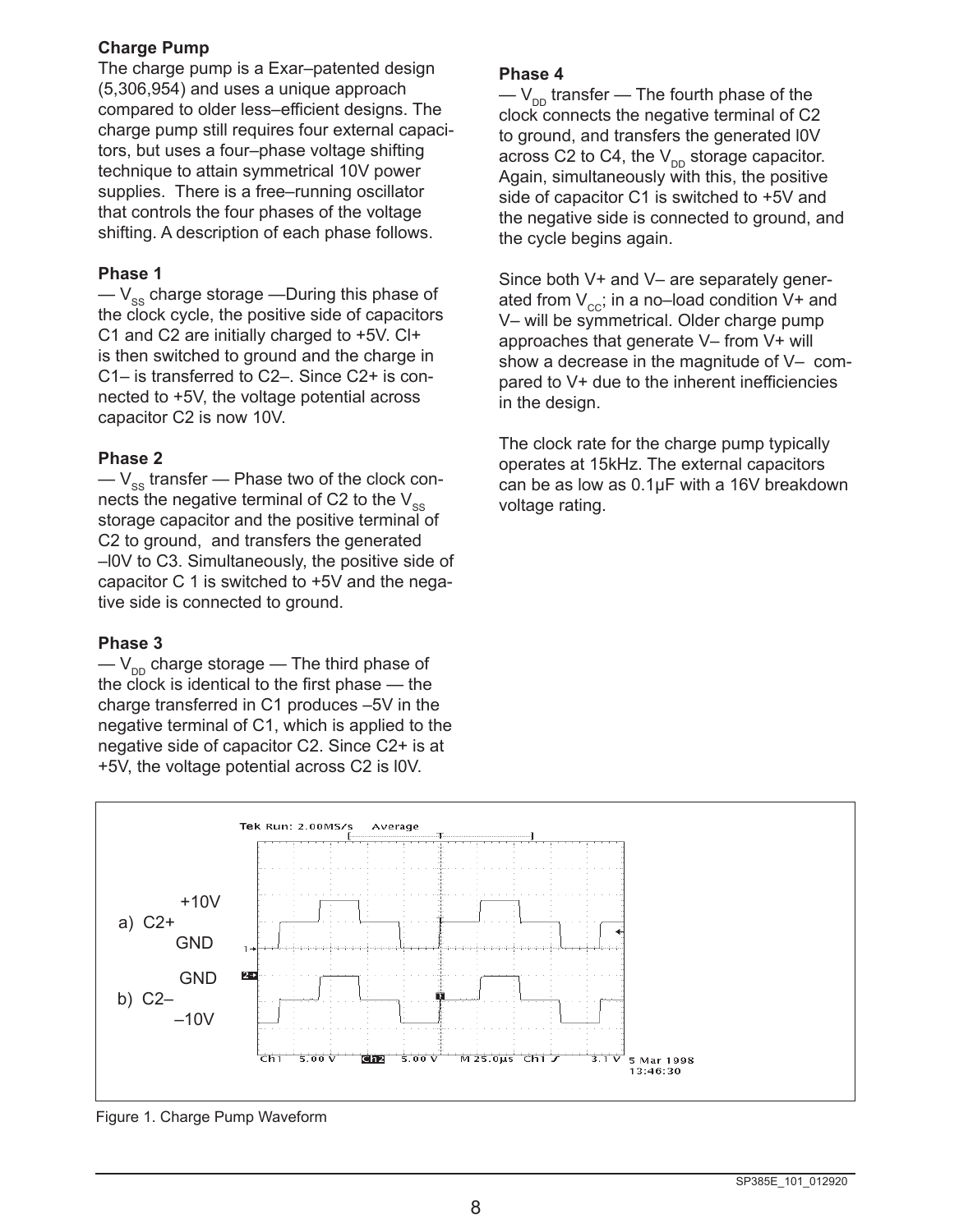### Charge Pump

The charge pump is a Exar–patented design (5,306,954) and uses a unique approach compared to older less–efficient designs. The charge pump still requires four external capacitors, but uses a four–phase voltage shifting technique to attain symmetrical 10V power supplies. There is a free–running oscillator that controls the four phases of the voltage shifting. A description of each phase follows.

### Phase 1

— $V_{SS}$ charge storage —During this phase of the clock cycle, the positive side of capacitors C1 and C2 are initially charged to +5V. Cl+ is then switched to ground and the charge in C1– is transferred to C2–. Since C2+ is connected to +5V, the voltage potential across capacitor C2 is now 10V.

### Phase 2

— $V_{SS}$ transfer — Phase two of the clock connects the negative terminal of C2 to the $V_{SS}$ storage capacitor and the positive terminal of C2 to ground, and transfers the generated –l0V to C3. Simultaneously, the positive side of capacitor C 1 is switched to +5V and the negative side is connected to ground.

### Phase 3

— $V_{DD}$ charge storage — The third phase of the clock is identical to the first phase — the charge transferred in C1 produces –5V in the negative terminal of C1, which is applied to the negative side of capacitor C2. Since C2+ is at +5V, the voltage potential across C2 is l0V.

### Phase 4

— $V_{DD}$ transfer — The fourth phase of the clock connects the negative terminal of C2 to ground, and transfers the generated l0V across C2 to C4, the $V_{DD}$ storage capacitor. Again, simultaneously with this, the positive side of capacitor C1 is switched to +5V and the negative side is connected to ground, and the cycle begins again.

Since both V+ and V– are separately generated from $V_{CC}$; in a no–load condition V+ and V– will be symmetrical. Older charge pump approaches that generate V– from V+ will show a decrease in the magnitude of V– compared to V+ due to the inherent inefficiencies in the design.

The clock rate for the charge pump typically operates at 15kHz. The external capacitors can be as low as 0.1μF with a 16V breakdown voltage rating.

Figure 1. Charge Pump Waveform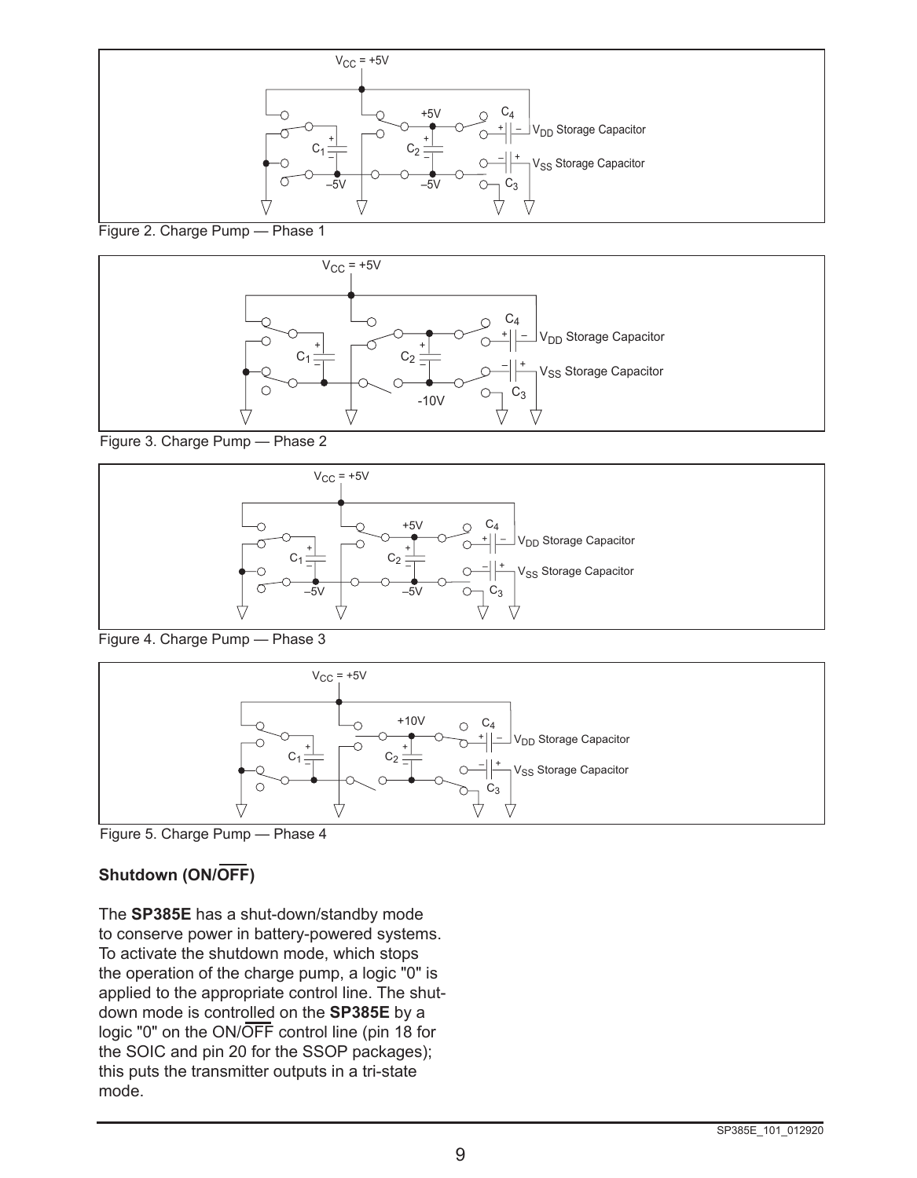Figure 2. Charge Pump — Phase 1

Figure 3. Charge Pump — Phase 2

Figure 4. Charge Pump — Phase 3

Figure 5. Charge Pump — Phase 4

**Shutdown (ON/$\overline{\text{OFF}}$)**

The **SP385E** has a shut-down/standby mode to conserve power in battery-powered systems. To activate the shutdown mode, which stops the operation of the charge pump, a logic "0" is applied to the appropriate control line. The shutdown mode is controlled on the **SP385E** by a logic "0" on the ON/$\overline{\text{OFF}}$ control line (pin 18 for the SOIC and pin 20 for the SSOP packages); this puts the transmitter outputs in a tri-state mode.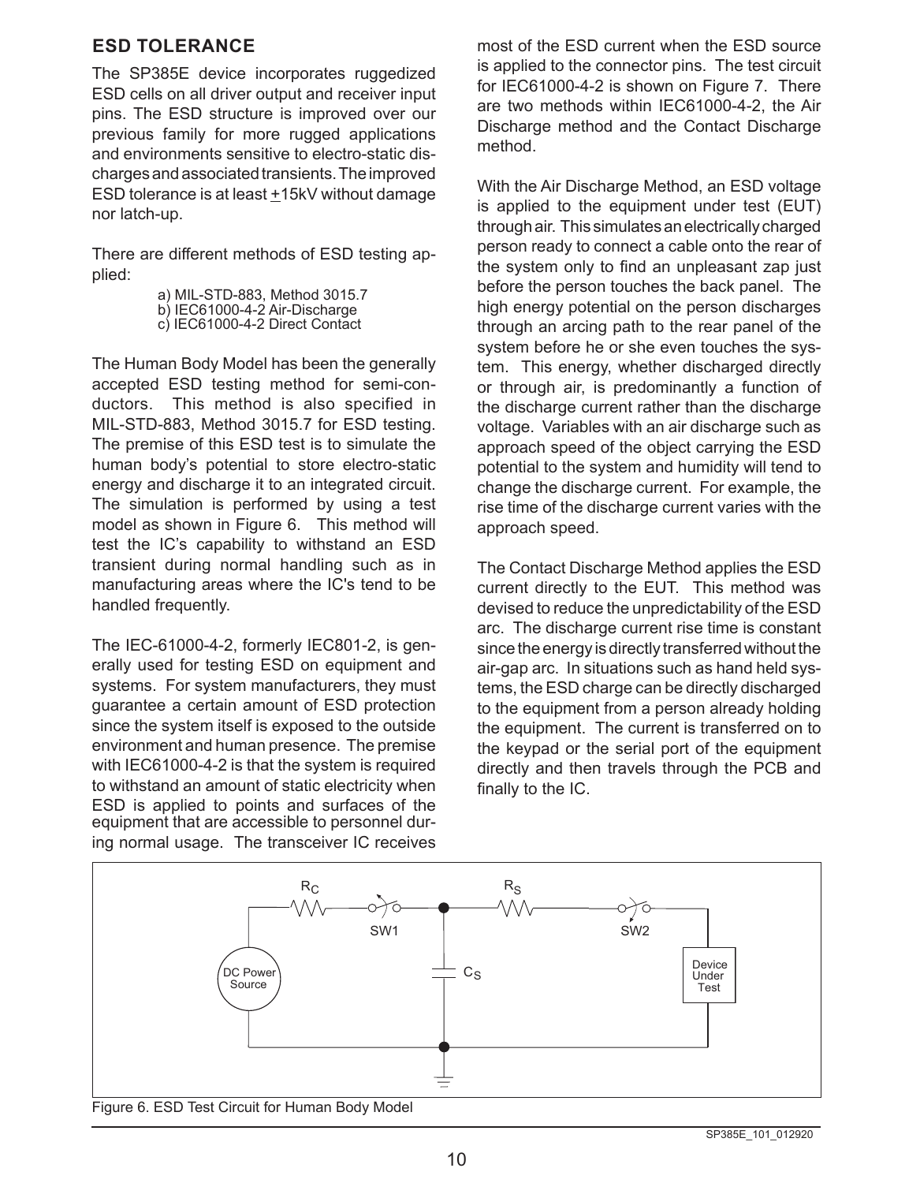## ESD TOLERANCE

The SP385E device incorporates ruggedized ESD cells on all driver output and receiver input pins. The ESD structure is improved over our previous family for more rugged applications and environments sensitive to electro-static discharges and associated transients. The improved ESD tolerance is at least ±15kV without damage nor latch-up.

There are different methods of ESD testing applied:

a) MIL-STD-883, Method 3015.7
b) IEC61000-4-2 Air-Discharge
c) IEC61000-4-2 Direct Contact

The Human Body Model has been the generally accepted ESD testing method for semi-conductors. This method is also specified in MIL-STD-883, Method 3015.7 for ESD testing. The premise of this ESD test is to simulate the human body's potential to store electro-static energy and discharge it to an integrated circuit. The simulation is performed by using a test model as shown in Figure 6. This method will test the IC's capability to withstand an ESD transient during normal handling such as in manufacturing areas where the IC's tend to be handled frequently.

The IEC-61000-4-2, formerly IEC801-2, is generally used for testing ESD on equipment and systems. For system manufacturers, they must guarantee a certain amount of ESD protection since the system itself is exposed to the outside environment and human presence. The premise with IEC61000-4-2 is that the system is required to withstand an amount of static electricity when ESD is applied to points and surfaces of the equipment that are accessible to personnel during normal usage. The transceiver IC receives most of the ESD current when the ESD source is applied to the connector pins. The test circuit for IEC61000-4-2 is shown on Figure 7. There are two methods within IEC61000-4-2, the Air Discharge method and the Contact Discharge method.

With the Air Discharge Method, an ESD voltage is applied to the equipment under test (EUT) through air. This simulates an electrically charged person ready to connect a cable onto the rear of the system only to find an unpleasant zap just before the person touches the back panel. The high energy potential on the person discharges through an arcing path to the rear panel of the system before he or she even touches the system. This energy, whether discharged directly or through air, is predominantly a function of the discharge current rather than the discharge voltage. Variables with an air discharge such as approach speed of the object carrying the ESD potential to the system and humidity will tend to change the discharge current. For example, the rise time of the discharge current varies with the approach speed.

The Contact Discharge Method applies the ESD current directly to the EUT. This method was devised to reduce the unpredictability of the ESD arc. The discharge current rise time is constant since the energy is directly transferred without the air-gap arc. In situations such as hand held systems, the ESD charge can be directly discharged to the equipment from a person already holding the equipment. The current is transferred on to the keypad or the serial port of the equipment directly and then travels through the PCB and finally to the IC.

Figure 6. ESD Test Circuit for Human Body Model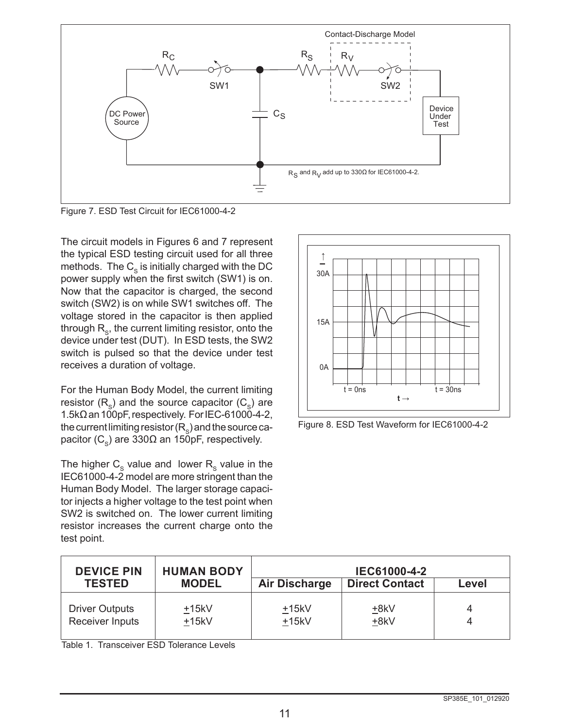Contact-Discharge Model

$R_S$ and $R_V$ add up to 330Ω for IEC61000-4-2.

Figure 7. ESD Test Circuit for IEC61000-4-2

The circuit models in Figures 6 and 7 represent the typical ESD testing circuit used for all three methods. The $C_S$ is initially charged with the DC power supply when the first switch (SW1) is on. Now that the capacitor is charged, the second switch (SW2) is on while SW1 switches off. The voltage stored in the capacitor is then applied through $R_S$, the current limiting resistor, onto the device under test (DUT). In ESD tests, the SW2 switch is pulsed so that the device under test receives a duration of voltage.

For the Human Body Model, the current limiting resistor ($R_S$) and the source capacitor ($C_S$) are 1.5kΩ an 100pF, respectively. For IEC-61000-4-2, the current limiting resistor ($R_S$) and the source capacitor ($C_S$) are 330Ω an 150pF, respectively.

The higher $C_S$ value and lower $R_S$ value in the IEC61000-4-2 model are more stringent than the Human Body Model. The larger storage capacitor injects a higher voltage to the test point when SW2 is switched on. The lower current limiting resistor increases the current charge onto the test point.

Figure 8. ESD Test Waveform for IEC61000-4-2

| DEVICE PIN TESTED | HUMAN BODY MODEL | IEC61000-4-2 | | |
|---|---|---|---|---|
| | | Air Discharge | Direct Contact | Level |
| Driver Outputs | ±15kV | ±15kV | ±8kV | 4 |
| Receiver Inputs | ±15kV | ±15kV | ±8kV | 4 |

Table 1. Transceiver ESD Tolerance Levels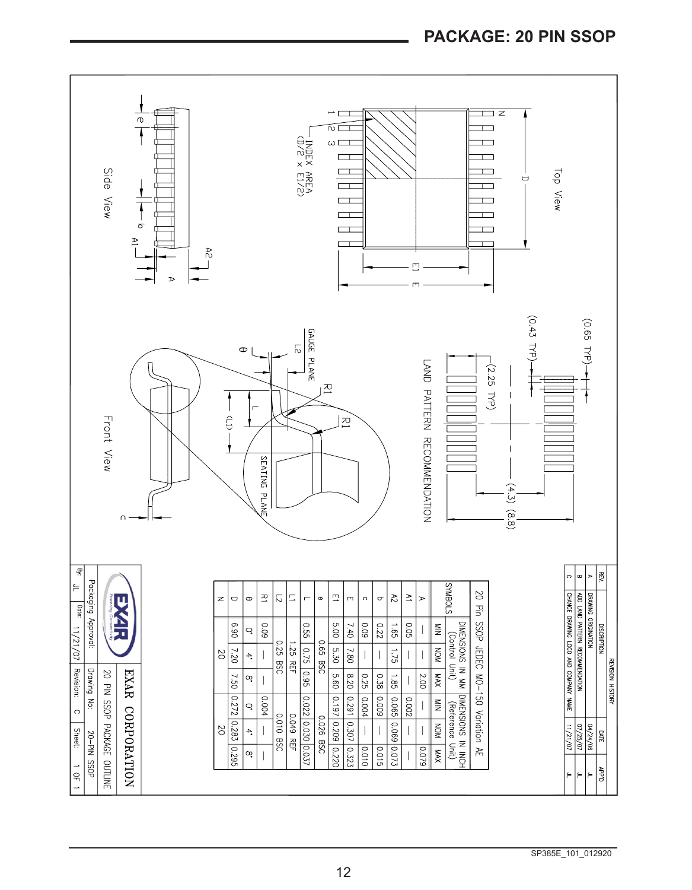# PACKAGE: 20 PIN SSOP

Top View

INDEX AREA (D/2 x E1/2)

Side View

Front View

GAUGE PLANE

SEATING PLANE

LAND PATTERN RECOMMENDATION

(0.65 TYP) (0.43 TYP) (2.25 TYP) (4.3) (8.8)

**20 Pin SSOP JEDEC MO-150 Variation AE**

| SYMBOLS | DIMENSIONS IN MM (Control Unit) | | | DIMENSIONS IN INCH (Reference Unit) | | |
|---|---|---|---|---|---|---|
| | MIN | NOM | MAX | MIN | NOM | MAX |
| A | — | — | 2.00 | — | — | 0.079 |
| A1 | 0.05 | — | — | 0.002 | — | — |
| A2 | 1.65 | 1.75 | 1.85 | 0.065 | 0.069 | 0.073 |
| b | 0.22 | — | 0.38 | 0.009 | — | 0.015 |
| c | 0.09 | — | 0.25 | 0.004 | — | 0.010 |
| E | 7.40 | 7.80 | 8.20 | 0.291 | 0.307 | 0.323 |
| E1 | 5.00 | 5.30 | 5.60 | 0.197 | 0.209 | 0.220 |
| e | | 0.65 BSC | | | 0.026 BSC | |
| L | 0.55 | 0.75 | 0.95 | 0.022 | 0.030 | 0.037 |
| L1 | | 1.25 REF | | | 0.049 REF | |
| L2 | | 0.25 BSC | | | 0.010 BSC | |
| R1 | 0.09 | — | — | 0.004 | — | — |
| θ | 0° | 4° | 8° | 0° | 4° | 8° |
| D | 6.90 | 7.20 | 7.50 | 0.272 | 0.283 | 0.295 |
| N | | 20 | | | 20 | |

**REVISION HISTORY**

| REV. | DESCRIPTION | DATE | APP'D |
|---|---|---|---|
| A | DRAWING ORIGINATION | 04/24/06 | JL |
| B | ADD LAND PATTERN RECOMMENDATION | 07/25/07 | JL |
| C | CHANGE DRAWING LOGO AND COMPANY NAME | 11/21/07 | JL |

EXAR Powering Connectivity

EXAR CORPORATION

20 PIN SSOP PACKAGE OUTLINE

Packaging Approval: | Drawing No: 20-PIN SSOP

By: JL | Date: 11/21/07 | Revision: C | Sheet: 1 OF 1

SP385E_101_012920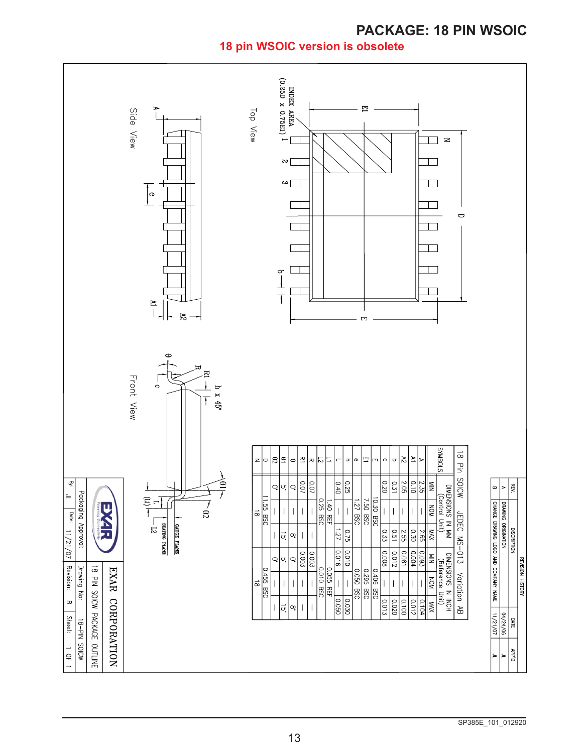# PACKAGE: 18 PIN WSOIC

**18 pin WSOIC version is obsolete**

Top View

INDEX AREA (0.25D x 0.75E1)

Side View

Front View

GAUGE PLANE

SEATING PLANE

**18 Pin SOICW JEDEC MS-013 Variation AB**

| SYMBOLS | DIMENSIONS IN MM (Control Unit) | | | DIMENSIONS IN INCH (Reference Unit) | | |
|---|---|---|---|---|---|---|
| | MIN | NOM | MAX | MIN | NOM | MAX |
| A | 2.35 | — | 2.65 | 0.093 | — | 0.104 |
| A1 | 0.10 | — | 0.30 | 0.004 | — | 0.012 |
| A2 | 2.05 | — | 2.55 | 0.081 | — | 0.100 |
| b | 0.31 | — | 0.51 | 0.012 | — | 0.020 |
| c | 0.20 | — | 0.33 | 0.008 | — | 0.013 |
| E | 10.30 BSC | | | 0.406 BSC | | |
| E1 | 7.50 BSC | | | 0.295 BSC | | |
| e | 1.27 BSC | | | 0.050 BSC | | |
| h | 0.25 | — | 0.75 | 0.010 | — | 0.030 |
| L | 0.40 | — | 1.27 | 0.016 | — | 0.050 |
| L1 | 1.40 REF | | | 0.055 REF | | |
| L2 | 0.25 BSC | | | 0.010 BSC | | |
| R | 0.07 | — | — | 0.003 | — | — |
| R1 | 0.07 | — | — | 0.003 | — | — |
| θ | 0° | — | 8° | 0° | — | 8° |
| θ1 | 5° | — | 15° | 5° | — | 15° |
| θ2 | 0° | — | — | 0° | — | — |
| D | 11.55 BSC | | | 0.455 BSC | | |
| N | 18 | | | 18 | | |

REVISION HISTORY

| REV. | DESCRIPTION | DATE | APP'D |
|---|---|---|---|
| A | DRAWING ORIGINATION | 04/24/06 | JL |
| B | CHANGE DRAWING LOGO AND COMPANY NAME | 11/21/07 | JL |

EXAR CORPORATION

18 PIN SOICW PACKAGE OUTLINE

Packaging Approval: | Drawing No: 18-PIN SOICW

By: JL | Date: 11/21/07 | Revision: B | Sheet: 1 OF 1

SP385E_101_012920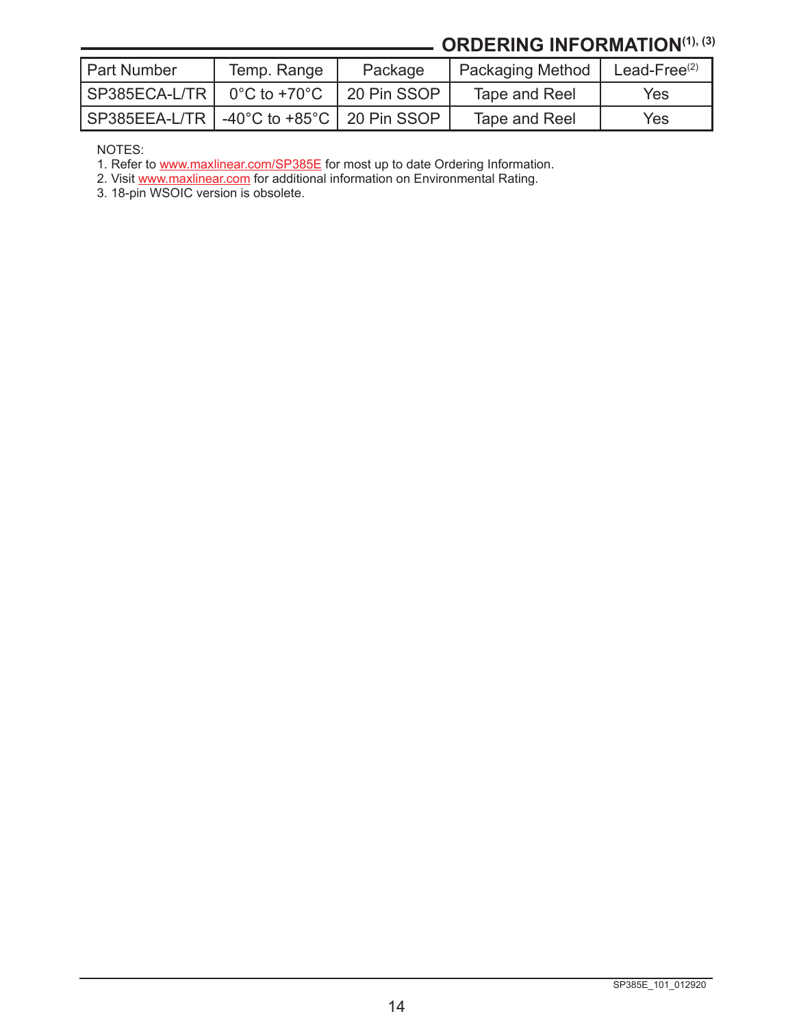## ORDERING INFORMATION[1], [3]

| Part Number | Temp. Range | Package | Packaging Method | Lead-Free[2] |
|---|---|---|---|---|
| SP385ECA-L/TR | 0°C to +70°C | 20 Pin SSOP | Tape and Reel | Yes |
| SP385EEA-L/TR | -40°C to +85°C | 20 Pin SSOP | Tape and Reel | Yes |

NOTES:

1. Refer to www.maxlinear.com/SP385E for most up to date Ordering Information.
2. Visit www.maxlinear.com for additional information on Environmental Rating.
3. 18-pin WSOIC version is obsolete.

SP385E_101_012920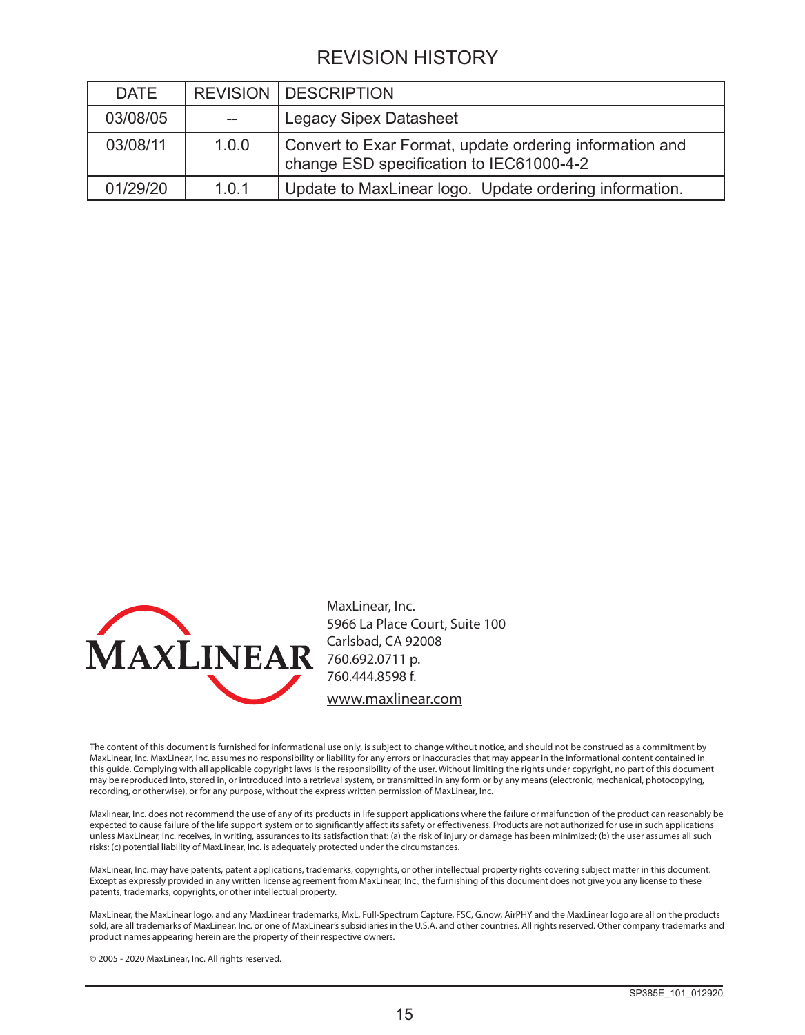## REVISION HISTORY

| DATE | REVISION | DESCRIPTION |
|---|---|---|
| 03/08/05 | -- | Legacy Sipex Datasheet |
| 03/08/11 | 1.0.0 | Convert to Exar Format, update ordering information and change ESD specification to IEC61000-4-2 |
| 01/29/20 | 1.0.1 | Update to MaxLinear logo. Update ordering information. |

MaxLinear, Inc.
5966 La Place Court, Suite 100
Carlsbad, CA 92008
760.692.0711 p.
760.444.8598 f.

www.maxlinear.com

The content of this document is furnished for informational use only, is subject to change without notice, and should not be construed as a commitment by MaxLinear, Inc. MaxLinear, Inc. assumes no responsibility or liability for any errors or inaccuracies that may appear in the informational content contained in this guide. Complying with all applicable copyright laws is the responsibility of the user. Without limiting the rights under copyright, no part of this document may be reproduced into, stored in, or introduced into a retrieval system, or transmitted in any form or by any means (electronic, mechanical, photocopying, recording, or otherwise), or for any purpose, without the express written permission of MaxLinear, Inc.

Maxlinear, Inc. does not recommend the use of any of its products in life support applications where the failure or malfunction of the product can reasonably be expected to cause failure of the life support system or to significantly affect its safety or effectiveness. Products are not authorized for use in such applications unless MaxLinear, Inc. receives, in writing, assurances to its satisfaction that: (a) the risk of injury or damage has been minimized; (b) the user assumes all such risks; (c) potential liability of MaxLinear, Inc. is adequately protected under the circumstances.

MaxLinear, Inc. may have patents, patent applications, trademarks, copyrights, or other intellectual property rights covering subject matter in this document. Except as expressly provided in any written license agreement from MaxLinear, Inc., the furnishing of this document does not give you any license to these patents, trademarks, copyrights, or other intellectual property.

MaxLinear, the MaxLinear logo, and any MaxLinear trademarks, MxL, Full-Spectrum Capture, FSC, G.now, AirPHY and the MaxLinear logo are all on the products sold, are all trademarks of MaxLinear, Inc. or one of MaxLinear's subsidiaries in the U.S.A. and other countries. All rights reserved. Other company trademarks and product names appearing herein are the property of their respective owners.

© 2005 - 2020 MaxLinear, Inc. All rights reserved.